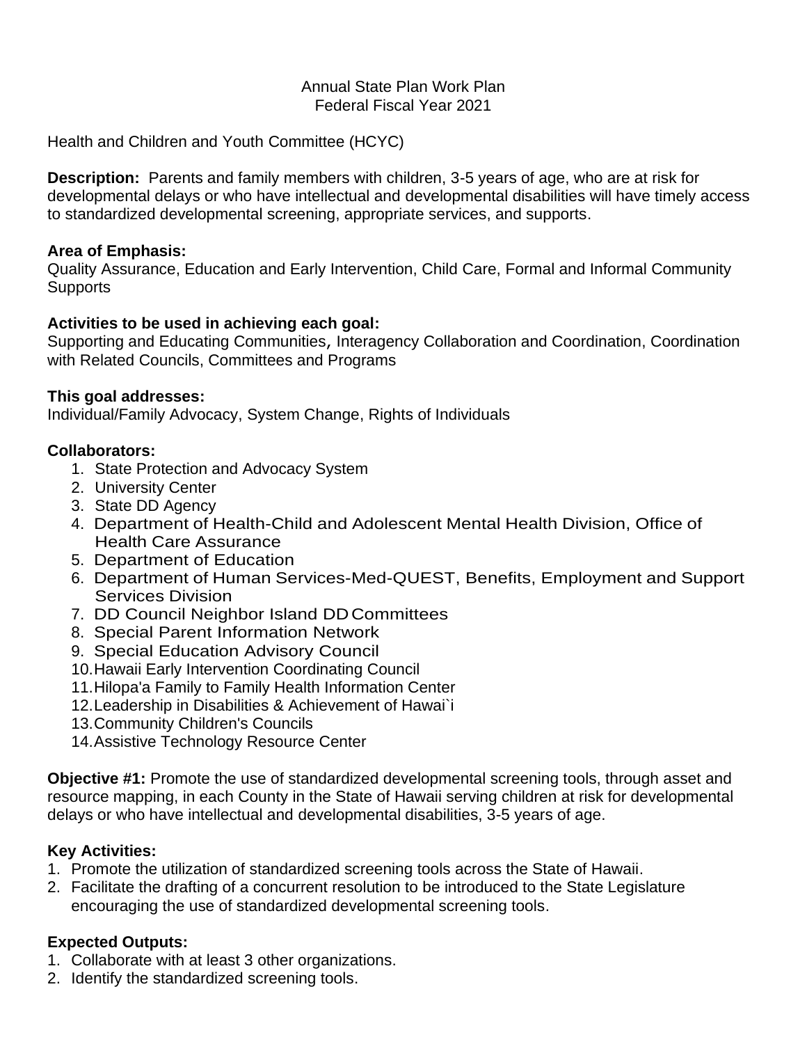Annual State Plan Work Plan
Federal Fiscal Year 2021

Health and Children and Youth Committee (HCYC)

**Description:** Parents and family members with children, 3-5 years of age, who are at risk for developmental delays or who have intellectual and developmental disabilities will have timely access to standardized developmental screening, appropriate services, and supports.

**Area of Emphasis:**
Quality Assurance, Education and Early Intervention, Child Care, Formal and Informal Community Supports

**Activities to be used in achieving each goal:**
Supporting and Educating Communities, Interagency Collaboration and Coordination, Coordination with Related Councils, Committees and Programs

**This goal addresses:**
Individual/Family Advocacy, System Change, Rights of Individuals

**Collaborators:**

1. State Protection and Advocacy System
2. University Center
3. State DD Agency
4. Department of Health-Child and Adolescent Mental Health Division, Office of Health Care Assurance
5. Department of Education
6. Department of Human Services-Med-QUEST, Benefits, Employment and Support Services Division
7. DD Council Neighbor Island DD Committees
8. Special Parent Information Network
9. Special Education Advisory Council
10. Hawaii Early Intervention Coordinating Council
11. Hilopa'a Family to Family Health Information Center
12. Leadership in Disabilities & Achievement of Hawai`i
13. Community Children's Councils
14. Assistive Technology Resource Center

**Objective #1:** Promote the use of standardized developmental screening tools, through asset and resource mapping, in each County in the State of Hawaii serving children at risk for developmental delays or who have intellectual and developmental disabilities, 3-5 years of age.

**Key Activities:**

1. Promote the utilization of standardized screening tools across the State of Hawaii.
2. Facilitate the drafting of a concurrent resolution to be introduced to the State Legislature encouraging the use of standardized developmental screening tools.

**Expected Outputs:**

1. Collaborate with at least 3 other organizations.
2. Identify the standardized screening tools.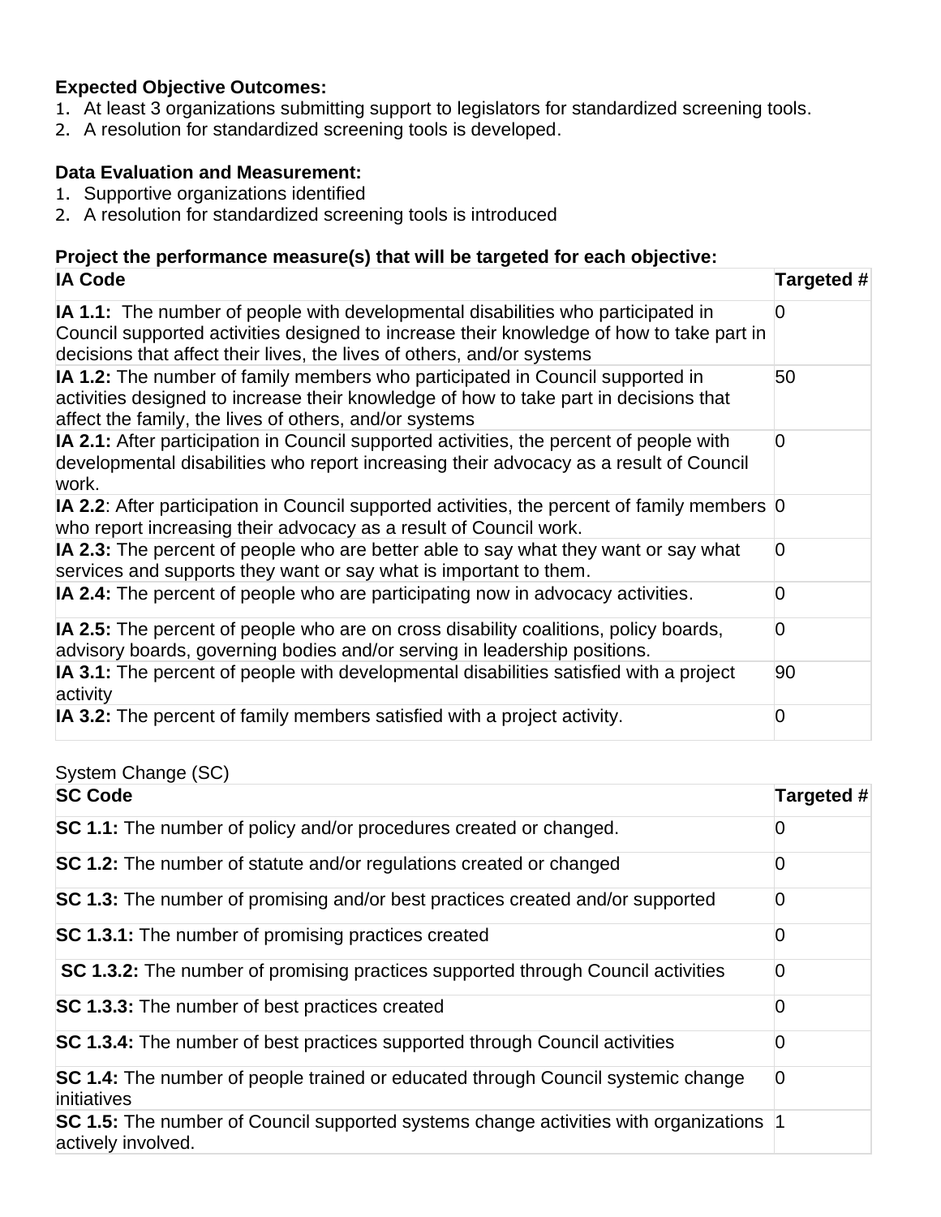**Expected Objective Outcomes:**

1. At least 3 organizations submitting support to legislators for standardized screening tools.
2. A resolution for standardized screening tools is developed.

**Data Evaluation and Measurement:**

1. Supportive organizations identified
2. A resolution for standardized screening tools is introduced

**Project the performance measure(s) that will be targeted for each objective:**

| IA Code | Targeted # |
|---|---|
| **IA 1.1:** The number of people with developmental disabilities who participated in Council supported activities designed to increase their knowledge of how to take part in decisions that affect their lives, the lives of others, and/or systems | 0 |
| **IA 1.2:** The number of family members who participated in Council supported in activities designed to increase their knowledge of how to take part in decisions that affect the family, the lives of others, and/or systems | 50 |
| **IA 2.1:** After participation in Council supported activities, the percent of people with developmental disabilities who report increasing their advocacy as a result of Council work. | 0 |
| **IA 2.2**: After participation in Council supported activities, the percent of family members who report increasing their advocacy as a result of Council work. | 0 |
| **IA 2.3:** The percent of people who are better able to say what they want or say what services and supports they want or say what is important to them. | 0 |
| **IA 2.4:** The percent of people who are participating now in advocacy activities. | 0 |
| **IA 2.5:** The percent of people who are on cross disability coalitions, policy boards, advisory boards, governing bodies and/or serving in leadership positions. | 0 |
| **IA 3.1:** The percent of people with developmental disabilities satisfied with a project activity | 90 |
| **IA 3.2:** The percent of family members satisfied with a project activity. | 0 |

System Change (SC)

| SC Code | Targeted # |
|---|---|
| **SC 1.1:** The number of policy and/or procedures created or changed. | 0 |
| **SC 1.2:** The number of statute and/or regulations created or changed | 0 |
| **SC 1.3:** The number of promising and/or best practices created and/or supported | 0 |
| **SC 1.3.1:** The number of promising practices created | 0 |
| **SC 1.3.2:** The number of promising practices supported through Council activities | 0 |
| **SC 1.3.3:** The number of best practices created | 0 |
| **SC 1.3.4:** The number of best practices supported through Council activities | 0 |
| **SC 1.4:** The number of people trained or educated through Council systemic change initiatives | 0 |
| **SC 1.5:** The number of Council supported systems change activities with organizations actively involved. | 1 |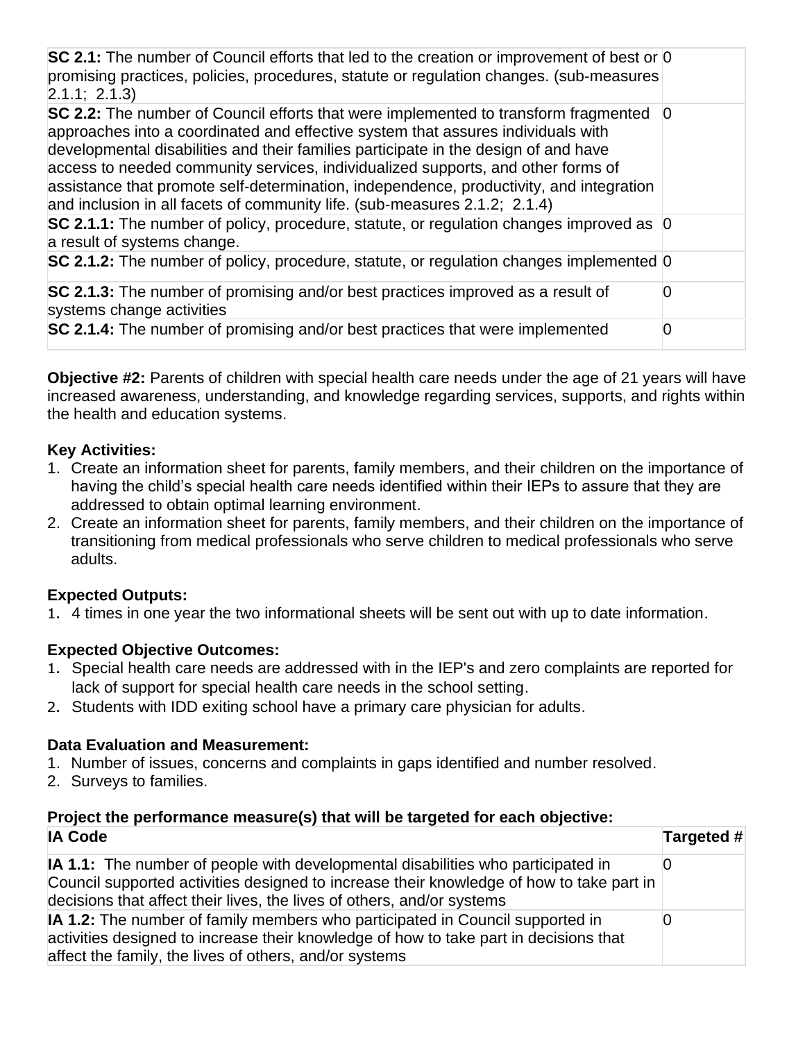| | |
|---|---|
| **SC 2.1:** The number of Council efforts that led to the creation or improvement of best or promising practices, policies, procedures, statute or regulation changes. (sub-measures 2.1.1; 2.1.3) | 0 |
| **SC 2.2:** The number of Council efforts that were implemented to transform fragmented approaches into a coordinated and effective system that assures individuals with developmental disabilities and their families participate in the design of and have access to needed community services, individualized supports, and other forms of assistance that promote self-determination, independence, productivity, and integration and inclusion in all facets of community life. (sub-measures 2.1.2; 2.1.4) | 0 |
| **SC 2.1.1:** The number of policy, procedure, statute, or regulation changes improved as a result of systems change. | 0 |
| **SC 2.1.2:** The number of policy, procedure, statute, or regulation changes implemented | 0 |
| **SC 2.1.3:** The number of promising and/or best practices improved as a result of systems change activities | 0 |
| **SC 2.1.4:** The number of promising and/or best practices that were implemented | 0 |

**Objective #2:** Parents of children with special health care needs under the age of 21 years will have increased awareness, understanding, and knowledge regarding services, supports, and rights within the health and education systems.

**Key Activities:**

1. Create an information sheet for parents, family members, and their children on the importance of having the child's special health care needs identified within their IEPs to assure that they are addressed to obtain optimal learning environment.
2. Create an information sheet for parents, family members, and their children on the importance of transitioning from medical professionals who serve children to medical professionals who serve adults.

**Expected Outputs:**

1. 4 times in one year the two informational sheets will be sent out with up to date information.

**Expected Objective Outcomes:**

1. Special health care needs are addressed with in the IEP's and zero complaints are reported for lack of support for special health care needs in the school setting.
2. Students with IDD exiting school have a primary care physician for adults.

**Data Evaluation and Measurement:**

1. Number of issues, concerns and complaints in gaps identified and number resolved.
2. Surveys to families.

**Project the performance measure(s) that will be targeted for each objective:**

| IA Code | Targeted # |
|---|---|
| **IA 1.1:** The number of people with developmental disabilities who participated in Council supported activities designed to increase their knowledge of how to take part in decisions that affect their lives, the lives of others, and/or systems | 0 |
| **IA 1.2:** The number of family members who participated in Council supported in activities designed to increase their knowledge of how to take part in decisions that affect the family, the lives of others, and/or systems | 0 |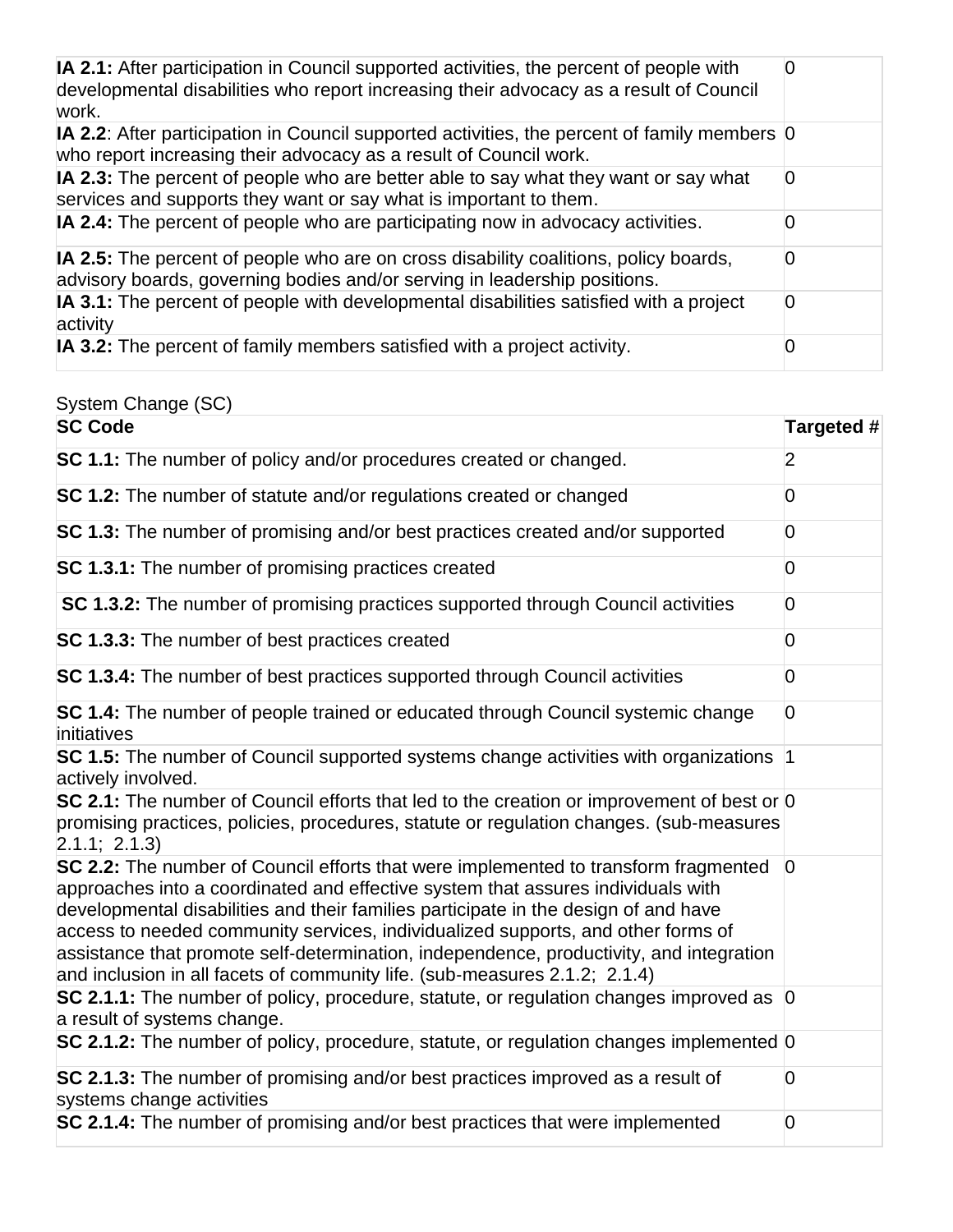| | |
|---|---|
| **IA 2.1:** After participation in Council supported activities, the percent of people with developmental disabilities who report increasing their advocacy as a result of Council work. | 0 |
| **IA 2.2**: After participation in Council supported activities, the percent of family members who report increasing their advocacy as a result of Council work. | 0 |
| **IA 2.3:** The percent of people who are better able to say what they want or say what services and supports they want or say what is important to them. | 0 |
| **IA 2.4:** The percent of people who are participating now in advocacy activities. | 0 |
| **IA 2.5:** The percent of people who are on cross disability coalitions, policy boards, advisory boards, governing bodies and/or serving in leadership positions. | 0 |
| **IA 3.1:** The percent of people with developmental disabilities satisfied with a project activity | 0 |
| **IA 3.2:** The percent of family members satisfied with a project activity. | 0 |

System Change (SC)

| SC Code | Targeted # |
|---|---|
| **SC 1.1:** The number of policy and/or procedures created or changed. | 2 |
| **SC 1.2:** The number of statute and/or regulations created or changed | 0 |
| **SC 1.3:** The number of promising and/or best practices created and/or supported | 0 |
| **SC 1.3.1:** The number of promising practices created | 0 |
| **SC 1.3.2:** The number of promising practices supported through Council activities | 0 |
| **SC 1.3.3:** The number of best practices created | 0 |
| **SC 1.3.4:** The number of best practices supported through Council activities | 0 |
| **SC 1.4:** The number of people trained or educated through Council systemic change initiatives | 0 |
| **SC 1.5:** The number of Council supported systems change activities with organizations actively involved. | 1 |
| **SC 2.1:** The number of Council efforts that led to the creation or improvement of best or promising practices, policies, procedures, statute or regulation changes. (sub-measures 2.1.1; 2.1.3) | 0 |
| **SC 2.2:** The number of Council efforts that were implemented to transform fragmented approaches into a coordinated and effective system that assures individuals with developmental disabilities and their families participate in the design of and have access to needed community services, individualized supports, and other forms of assistance that promote self-determination, independence, productivity, and integration and inclusion in all facets of community life. (sub-measures 2.1.2; 2.1.4) | 0 |
| **SC 2.1.1:** The number of policy, procedure, statute, or regulation changes improved as a result of systems change. | 0 |
| **SC 2.1.2:** The number of policy, procedure, statute, or regulation changes implemented | 0 |
| **SC 2.1.3:** The number of promising and/or best practices improved as a result of systems change activities | 0 |
| **SC 2.1.4:** The number of promising and/or best practices that were implemented | 0 |